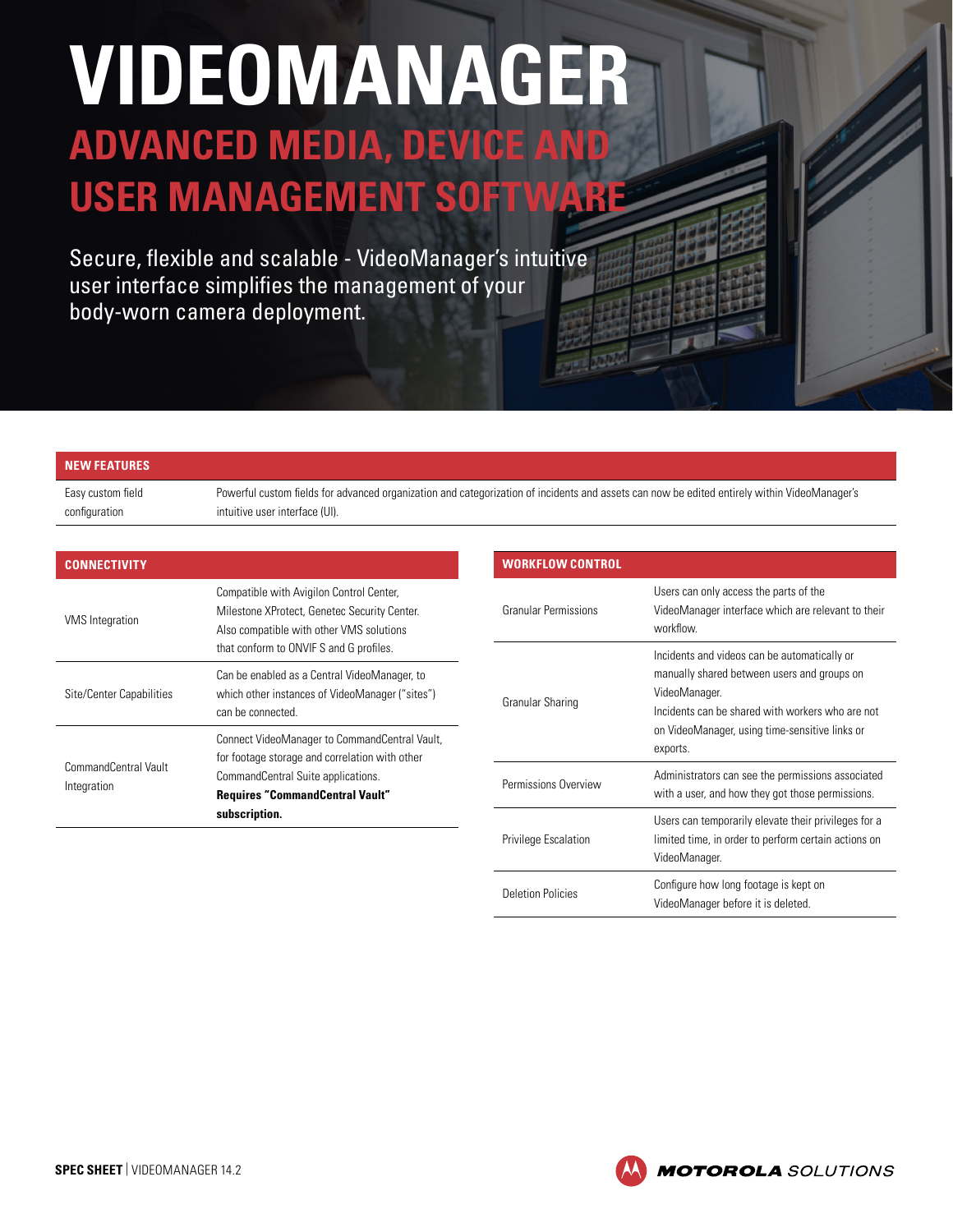# VIDEOMANAGER

## ADVANCED MEDIA, DEVICE AND USER MANAGEMENT SOFTWARE

Secure, flexible and scalable - VideoManager's intuitive user interface simplifies the management of your body-worn camera deployment.

| NEW FEATURES | |
|---|---|
| Easy custom field configuration | Powerful custom fields for advanced organization and categorization of incidents and assets can now be edited entirely within VideoManager's intuitive user interface (UI). |

| CONNECTIVITY | |
|---|---|
| VMS Integration | Compatible with Avigilon Control Center, Milestone XProtect, Genetec Security Center. Also compatible with other VMS solutions that conform to ONVIF S and G profiles. |
| Site/Center Capabilities | Can be enabled as a Central VideoManager, to which other instances of VideoManager ("sites") can be connected. |
| CommandCentral Vault Integration | Connect VideoManager to CommandCentral Vault, for footage storage and correlation with other CommandCentral Suite applications. **Requires "CommandCentral Vault" subscription.** |

| WORKFLOW CONTROL | |
|---|---|
| Granular Permissions | Users can only access the parts of the VideoManager interface which are relevant to their workflow. |
| Granular Sharing | Incidents and videos can be automatically or manually shared between users and groups on VideoManager. Incidents can be shared with workers who are not on VideoManager, using time-sensitive links or exports. |
| Permissions Overview | Administrators can see the permissions associated with a user, and how they got those permissions. |
| Privilege Escalation | Users can temporarily elevate their privileges for a limited time, in order to perform certain actions on VideoManager. |
| Deletion Policies | Configure how long footage is kept on VideoManager before it is deleted. |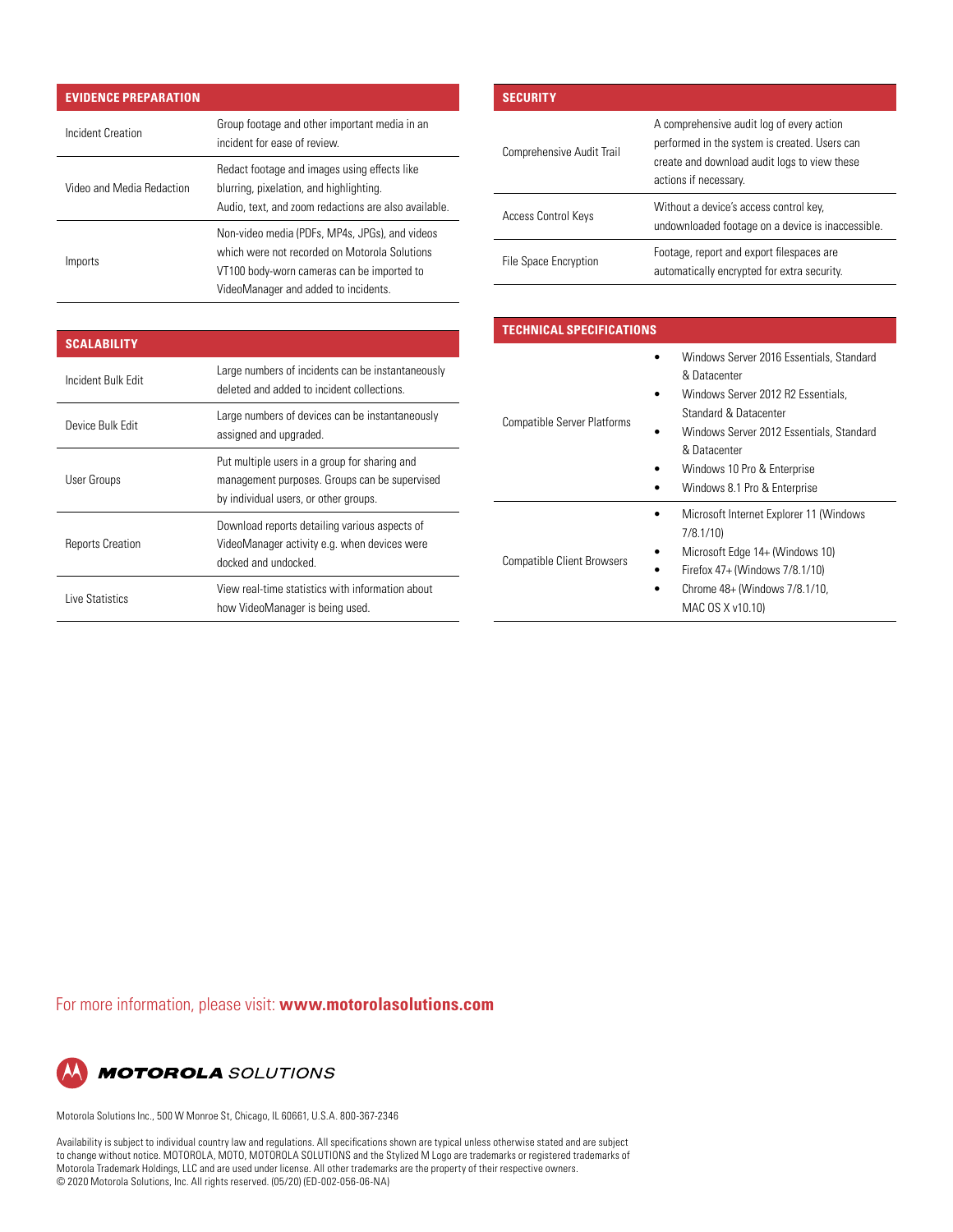| EVIDENCE PREPARATION | |
|---|---|
| Incident Creation | Group footage and other important media in an incident for ease of review. |
| Video and Media Redaction | Redact footage and images using effects like blurring, pixelation, and highlighting. Audio, text, and zoom redactions are also available. |
| Imports | Non-video media (PDFs, MP4s, JPGs), and videos which were not recorded on Motorola Solutions VT100 body-worn cameras can be imported to VideoManager and added to incidents. |

| SCALABILITY | |
|---|---|
| Incident Bulk Edit | Large numbers of incidents can be instantaneously deleted and added to incident collections. |
| Device Bulk Edit | Large numbers of devices can be instantaneously assigned and upgraded. |
| User Groups | Put multiple users in a group for sharing and management purposes. Groups can be supervised by individual users, or other groups. |
| Reports Creation | Download reports detailing various aspects of VideoManager activity e.g. when devices were docked and undocked. |
| Live Statistics | View real-time statistics with information about how VideoManager is being used. |

| SECURITY | |
|---|---|
| Comprehensive Audit Trail | A comprehensive audit log of every action performed in the system is created. Users can create and download audit logs to view these actions if necessary. |
| Access Control Keys | Without a device's access control key, undownloaded footage on a device is inaccessible. |
| File Space Encryption | Footage, report and export filespaces are automatically encrypted for extra security. |

| TECHNICAL SPECIFICATIONS | |
|---|---|
| Compatible Server Platforms | • Windows Server 2016 Essentials, Standard & Datacenter<br>• Windows Server 2012 R2 Essentials, Standard & Datacenter<br>• Windows Server 2012 Essentials, Standard & Datacenter<br>• Windows 10 Pro & Enterprise<br>• Windows 8.1 Pro & Enterprise |
| Compatible Client Browsers | • Microsoft Internet Explorer 11 (Windows 7/8.1/10)<br>• Microsoft Edge 14+ (Windows 10)<br>• Firefox 47+ (Windows 7/8.1/10)<br>• Chrome 48+ (Windows 7/8.1/10, MAC OS X v10.10) |

For more information, please visit: **www.motorolasolutions.com**

**MOTOROLA** SOLUTIONS

Motorola Solutions Inc., 500 W Monroe St, Chicago, IL 60661, U.S.A. 800-367-2346

Availability is subject to individual country law and regulations. All specifications shown are typical unless otherwise stated and are subject to change without notice. MOTOROLA, MOTO, MOTOROLA SOLUTIONS and the Stylized M Logo are trademarks or registered trademarks of Motorola Trademark Holdings, LLC and are used under license. All other trademarks are the property of their respective owners.
© 2020 Motorola Solutions, Inc. All rights reserved. (05/20) (ED-002-056-06-NA)